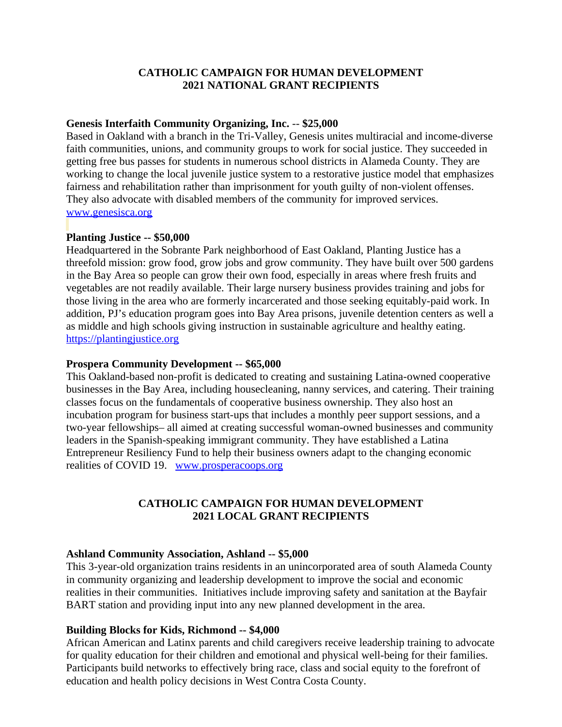# CATHOLIC CAMPAIGN FOR HUMAN DEVELOPMENT
# 2021 NATIONAL GRANT RECIPIENTS

**Genesis Interfaith Community Organizing, Inc.** -- **$25,000**
Based in Oakland with a branch in the Tri-Valley, Genesis unites multiracial and income-diverse faith communities, unions, and community groups to work for social justice. They succeeded in getting free bus passes for students in numerous school districts in Alameda County. They are working to change the local juvenile justice system to a restorative justice model that emphasizes fairness and rehabilitation rather than imprisonment for youth guilty of non-violent offenses. They also advocate with disabled members of the community for improved services.
www.genesisca.org

**Planting Justice -- $50,000**
Headquartered in the Sobrante Park neighborhood of East Oakland, Planting Justice has a threefold mission: grow food, grow jobs and grow community. They have built over 500 gardens in the Bay Area so people can grow their own food, especially in areas where fresh fruits and vegetables are not readily available. Their large nursery business provides training and jobs for those living in the area who are formerly incarcerated and those seeking equitably-paid work. In addition, PJ's education program goes into Bay Area prisons, juvenile detention centers as well a as middle and high schools giving instruction in sustainable agriculture and healthy eating.
https://plantingjustice.org

**Prospera Community Development -- $65,000**
This Oakland-based non-profit is dedicated to creating and sustaining Latina-owned cooperative businesses in the Bay Area, including housecleaning, nanny services, and catering. Their training classes focus on the fundamentals of cooperative business ownership. They also host an incubation program for business start-ups that includes a monthly peer support sessions, and a two-year fellowships– all aimed at creating successful woman-owned businesses and community leaders in the Spanish-speaking immigrant community. They have established a Latina Entrepreneur Resiliency Fund to help their business owners adapt to the changing economic realities of COVID 19. www.prosperacoops.org

# CATHOLIC CAMPAIGN FOR HUMAN DEVELOPMENT
# 2021 LOCAL GRANT RECIPIENTS

**Ashland Community Association, Ashland -- $5,000**
This 3-year-old organization trains residents in an unincorporated area of south Alameda County in community organizing and leadership development to improve the social and economic realities in their communities. Initiatives include improving safety and sanitation at the Bayfair BART station and providing input into any new planned development in the area.

**Building Blocks for Kids, Richmond -- $4,000**
African American and Latinx parents and child caregivers receive leadership training to advocate for quality education for their children and emotional and physical well-being for their families. Participants build networks to effectively bring race, class and social equity to the forefront of education and health policy decisions in West Contra Costa County.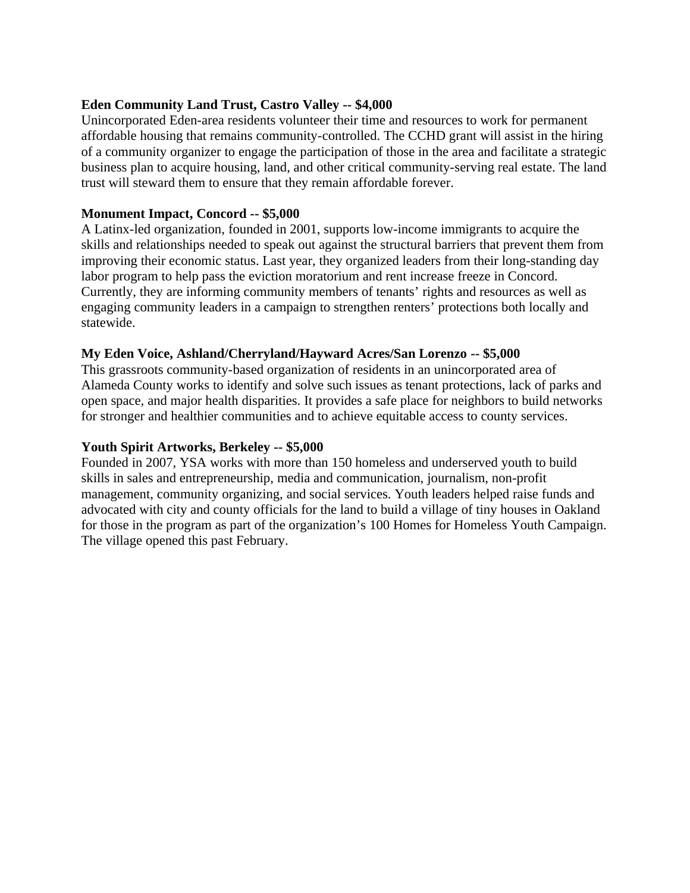**Eden Community Land Trust, Castro Valley -- $4,000**
Unincorporated Eden-area residents volunteer their time and resources to work for permanent affordable housing that remains community-controlled. The CCHD grant will assist in the hiring of a community organizer to engage the participation of those in the area and facilitate a strategic business plan to acquire housing, land, and other critical community-serving real estate. The land trust will steward them to ensure that they remain affordable forever.

**Monument Impact, Concord -- $5,000**
A Latinx-led organization, founded in 2001, supports low-income immigrants to acquire the skills and relationships needed to speak out against the structural barriers that prevent them from improving their economic status. Last year, they organized leaders from their long-standing day labor program to help pass the eviction moratorium and rent increase freeze in Concord. Currently, they are informing community members of tenants' rights and resources as well as engaging community leaders in a campaign to strengthen renters' protections both locally and statewide.

**My Eden Voice, Ashland/Cherryland/Hayward Acres/San Lorenzo -- $5,000**
This grassroots community-based organization of residents in an unincorporated area of Alameda County works to identify and solve such issues as tenant protections, lack of parks and open space, and major health disparities. It provides a safe place for neighbors to build networks for stronger and healthier communities and to achieve equitable access to county services.

**Youth Spirit Artworks, Berkeley -- $5,000**
Founded in 2007, YSA works with more than 150 homeless and underserved youth to build skills in sales and entrepreneurship, media and communication, journalism, non-profit management, community organizing, and social services. Youth leaders helped raise funds and advocated with city and county officials for the land to build a village of tiny houses in Oakland for those in the program as part of the organization's 100 Homes for Homeless Youth Campaign. The village opened this past February.